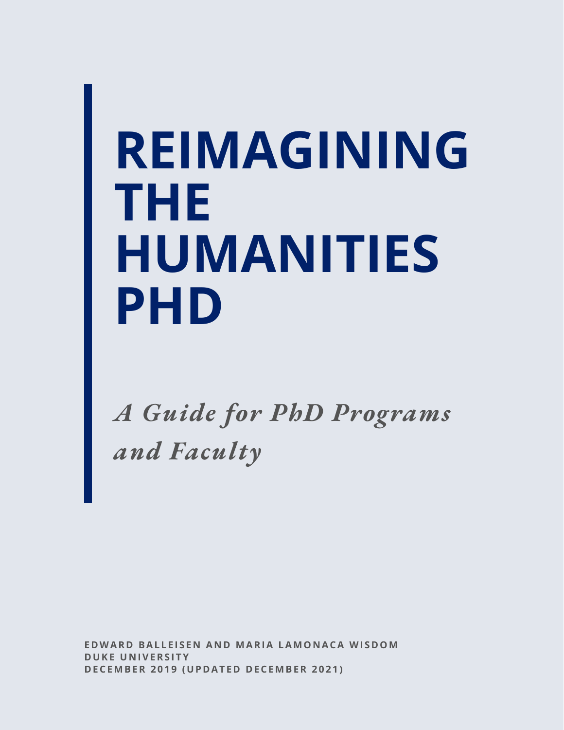# REIMAGINING THE HUMANITIES PHD

*A Guide for PhD Programs and Faculty*

**EDWARD BALLEISEN AND MARIA LAMONACA WISDOM**
**DUKE UNIVERSITY**
**DECEMBER 2019 (UPDATED DECEMBER 2021)**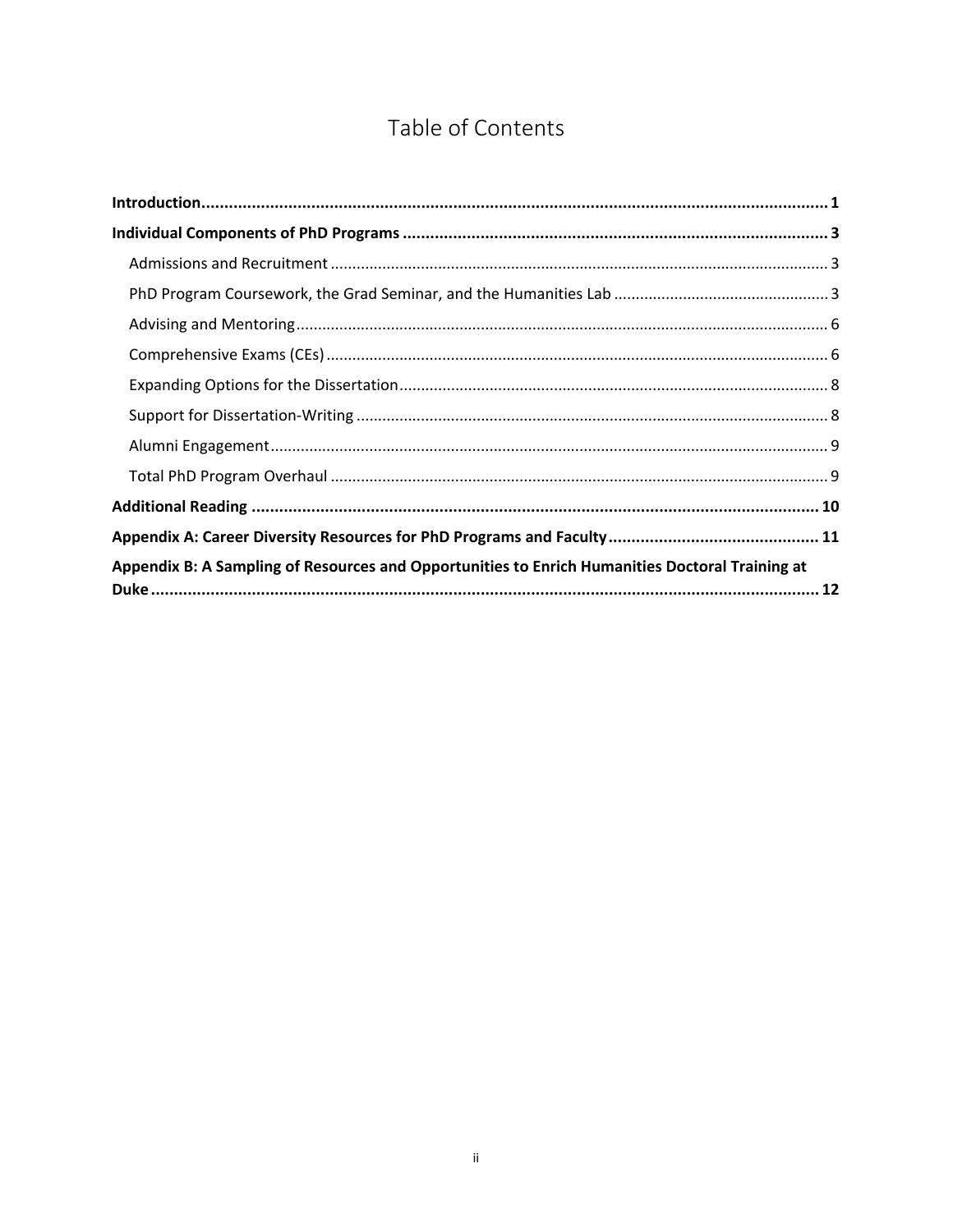# Table of Contents

**Introduction** .......... **1**

**Individual Components of PhD Programs** .......... **3**

- Admissions and Recruitment .......... 3
- PhD Program Coursework, the Grad Seminar, and the Humanities Lab .......... 3
- Advising and Mentoring .......... 6
- Comprehensive Exams (CEs) .......... 6
- Expanding Options for the Dissertation .......... 8
- Support for Dissertation-Writing .......... 8
- Alumni Engagement .......... 9
- Total PhD Program Overhaul .......... 9

**Additional Reading** .......... **10**

**Appendix A: Career Diversity Resources for PhD Programs and Faculty** .......... **11**

**Appendix B: A Sampling of Resources and Opportunities to Enrich Humanities Doctoral Training at Duke** .......... **12**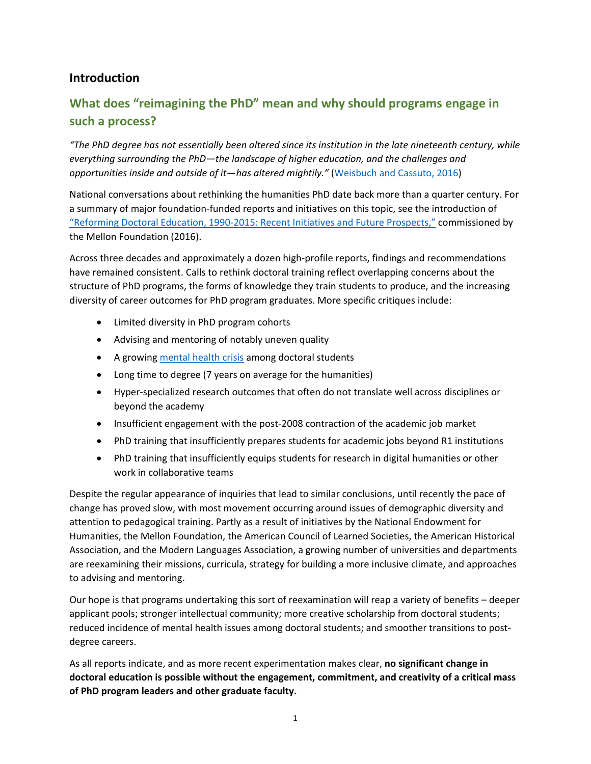## Introduction

### What does "reimagining the PhD" mean and why should programs engage in such a process?

*"The PhD degree has not essentially been altered since its institution in the late nineteenth century, while everything surrounding the PhD—the landscape of higher education, and the challenges and opportunities inside and outside of it—has altered mightily."* (Weisbuch and Cassuto, 2016)

National conversations about rethinking the humanities PhD date back more than a quarter century. For a summary of major foundation-funded reports and initiatives on this topic, see the introduction of "Reforming Doctoral Education, 1990-2015: Recent Initiatives and Future Prospects," commissioned by the Mellon Foundation (2016).

Across three decades and approximately a dozen high-profile reports, findings and recommendations have remained consistent. Calls to rethink doctoral training reflect overlapping concerns about the structure of PhD programs, the forms of knowledge they train students to produce, and the increasing diversity of career outcomes for PhD program graduates. More specific critiques include:

- Limited diversity in PhD program cohorts
- Advising and mentoring of notably uneven quality
- A growing mental health crisis among doctoral students
- Long time to degree (7 years on average for the humanities)
- Hyper-specialized research outcomes that often do not translate well across disciplines or beyond the academy
- Insufficient engagement with the post-2008 contraction of the academic job market
- PhD training that insufficiently prepares students for academic jobs beyond R1 institutions
- PhD training that insufficiently equips students for research in digital humanities or other work in collaborative teams

Despite the regular appearance of inquiries that lead to similar conclusions, until recently the pace of change has proved slow, with most movement occurring around issues of demographic diversity and attention to pedagogical training. Partly as a result of initiatives by the National Endowment for Humanities, the Mellon Foundation, the American Council of Learned Societies, the American Historical Association, and the Modern Languages Association, a growing number of universities and departments are reexamining their missions, curricula, strategy for building a more inclusive climate, and approaches to advising and mentoring.

Our hope is that programs undertaking this sort of reexamination will reap a variety of benefits – deeper applicant pools; stronger intellectual community; more creative scholarship from doctoral students; reduced incidence of mental health issues among doctoral students; and smoother transitions to post-degree careers.

As all reports indicate, and as more recent experimentation makes clear, **no significant change in doctoral education is possible without the engagement, commitment, and creativity of a critical mass of PhD program leaders and other graduate faculty.**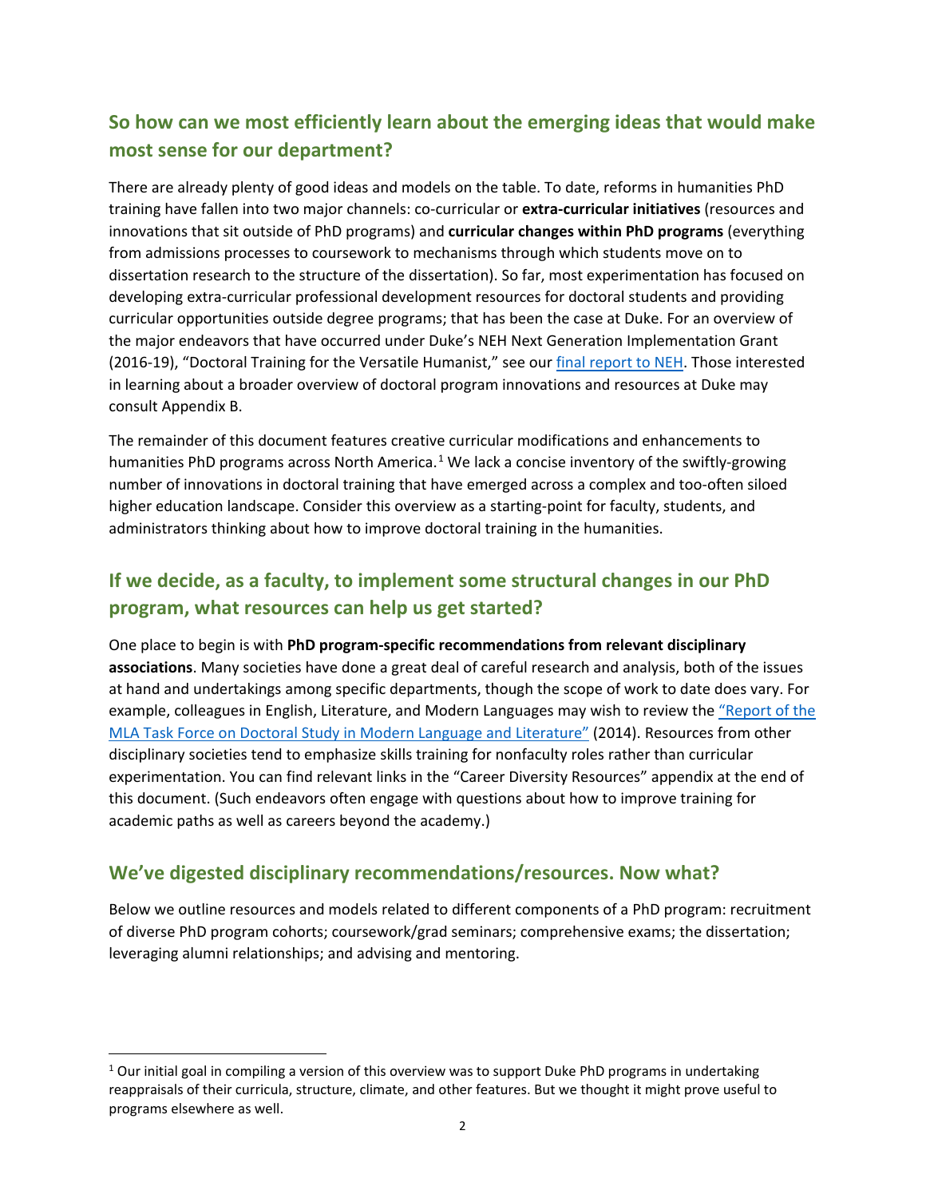## So how can we most efficiently learn about the emerging ideas that would make most sense for our department?

There are already plenty of good ideas and models on the table. To date, reforms in humanities PhD training have fallen into two major channels: co-curricular or **extra-curricular initiatives** (resources and innovations that sit outside of PhD programs) and **curricular changes within PhD programs** (everything from admissions processes to coursework to mechanisms through which students move on to dissertation research to the structure of the dissertation). So far, most experimentation has focused on developing extra-curricular professional development resources for doctoral students and providing curricular opportunities outside degree programs; that has been the case at Duke. For an overview of the major endeavors that have occurred under Duke's NEH Next Generation Implementation Grant (2016-19), "Doctoral Training for the Versatile Humanist," see our final report to NEH. Those interested in learning about a broader overview of doctoral program innovations and resources at Duke may consult Appendix B.

The remainder of this document features creative curricular modifications and enhancements to humanities PhD programs across North America.[1] We lack a concise inventory of the swiftly-growing number of innovations in doctoral training that have emerged across a complex and too-often siloed higher education landscape. Consider this overview as a starting-point for faculty, students, and administrators thinking about how to improve doctoral training in the humanities.

## If we decide, as a faculty, to implement some structural changes in our PhD program, what resources can help us get started?

One place to begin is with **PhD program-specific recommendations from relevant disciplinary associations**. Many societies have done a great deal of careful research and analysis, both of the issues at hand and undertakings among specific departments, though the scope of work to date does vary. For example, colleagues in English, Literature, and Modern Languages may wish to review the "Report of the MLA Task Force on Doctoral Study in Modern Language and Literature" (2014). Resources from other disciplinary societies tend to emphasize skills training for nonfaculty roles rather than curricular experimentation. You can find relevant links in the "Career Diversity Resources" appendix at the end of this document. (Such endeavors often engage with questions about how to improve training for academic paths as well as careers beyond the academy.)

## We've digested disciplinary recommendations/resources. Now what?

Below we outline resources and models related to different components of a PhD program: recruitment of diverse PhD program cohorts; coursework/grad seminars; comprehensive exams; the dissertation; leveraging alumni relationships; and advising and mentoring.

---

[1] Our initial goal in compiling a version of this overview was to support Duke PhD programs in undertaking reappraisals of their curricula, structure, climate, and other features. But we thought it might prove useful to programs elsewhere as well.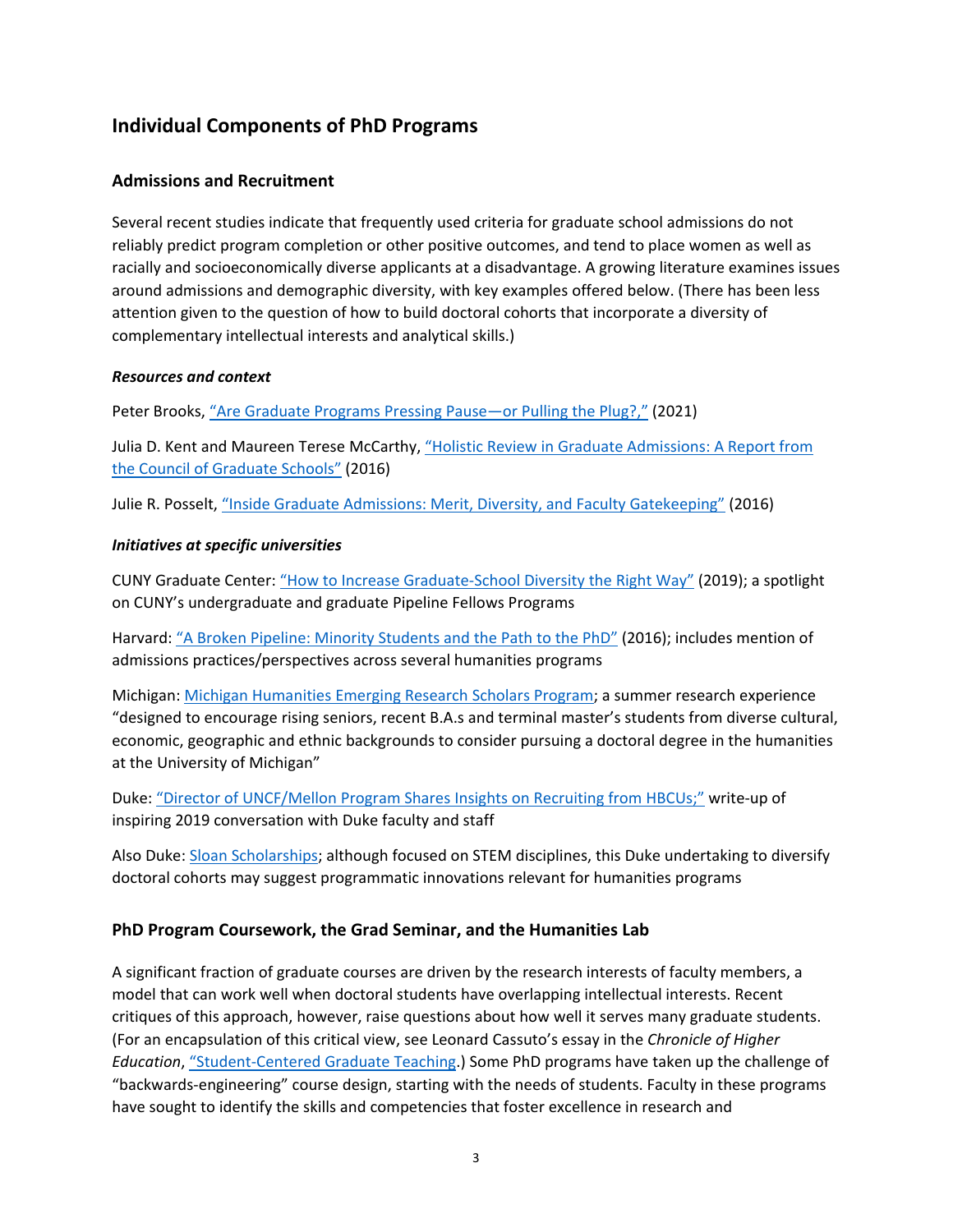## Individual Components of PhD Programs

### Admissions and Recruitment

Several recent studies indicate that frequently used criteria for graduate school admissions do not reliably predict program completion or other positive outcomes, and tend to place women as well as racially and socioeconomically diverse applicants at a disadvantage. A growing literature examines issues around admissions and demographic diversity, with key examples offered below. (There has been less attention given to the question of how to build doctoral cohorts that incorporate a diversity of complementary intellectual interests and analytical skills.)

#### *Resources and context*

Peter Brooks, "Are Graduate Programs Pressing Pause—or Pulling the Plug?," (2021)

Julia D. Kent and Maureen Terese McCarthy, "Holistic Review in Graduate Admissions: A Report from the Council of Graduate Schools" (2016)

Julie R. Posselt, "Inside Graduate Admissions: Merit, Diversity, and Faculty Gatekeeping" (2016)

#### *Initiatives at specific universities*

CUNY Graduate Center: "How to Increase Graduate-School Diversity the Right Way" (2019); a spotlight on CUNY's undergraduate and graduate Pipeline Fellows Programs

Harvard: "A Broken Pipeline: Minority Students and the Path to the PhD" (2016); includes mention of admissions practices/perspectives across several humanities programs

Michigan: Michigan Humanities Emerging Research Scholars Program; a summer research experience "designed to encourage rising seniors, recent B.A.s and terminal master's students from diverse cultural, economic, geographic and ethnic backgrounds to consider pursuing a doctoral degree in the humanities at the University of Michigan"

Duke: "Director of UNCF/Mellon Program Shares Insights on Recruiting from HBCUs;" write-up of inspiring 2019 conversation with Duke faculty and staff

Also Duke: Sloan Scholarships; although focused on STEM disciplines, this Duke undertaking to diversify doctoral cohorts may suggest programmatic innovations relevant for humanities programs

### PhD Program Coursework, the Grad Seminar, and the Humanities Lab

A significant fraction of graduate courses are driven by the research interests of faculty members, a model that can work well when doctoral students have overlapping intellectual interests. Recent critiques of this approach, however, raise questions about how well it serves many graduate students. (For an encapsulation of this critical view, see Leonard Cassuto's essay in the *Chronicle of Higher Education*, "Student-Centered Graduate Teaching.") Some PhD programs have taken up the challenge of "backwards-engineering" course design, starting with the needs of students. Faculty in these programs have sought to identify the skills and competencies that foster excellence in research and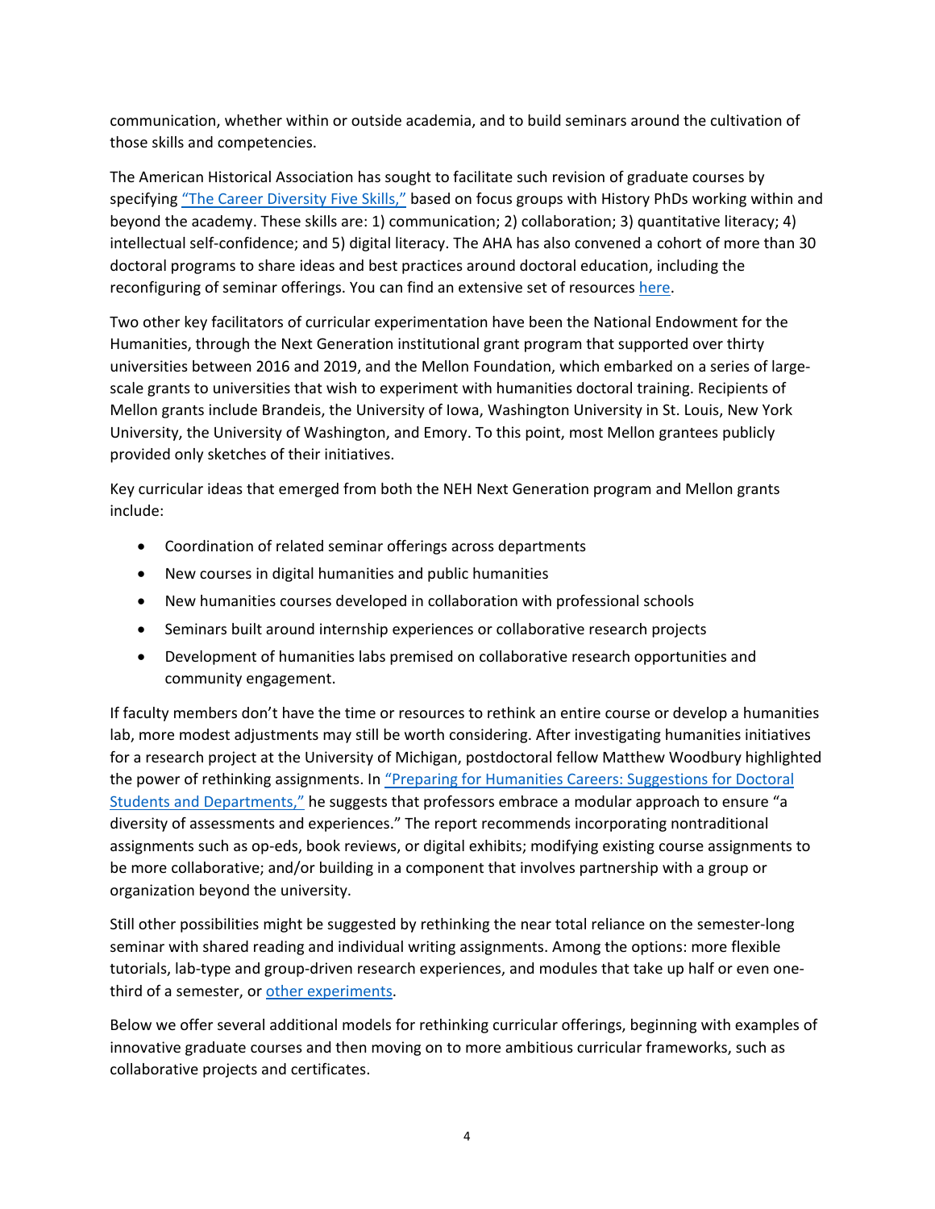communication, whether within or outside academia, and to build seminars around the cultivation of those skills and competencies.

The American Historical Association has sought to facilitate such revision of graduate courses by specifying ["The Career Diversity Five Skills,"]() based on focus groups with History PhDs working within and beyond the academy. These skills are: 1) communication; 2) collaboration; 3) quantitative literacy; 4) intellectual self-confidence; and 5) digital literacy. The AHA has also convened a cohort of more than 30 doctoral programs to share ideas and best practices around doctoral education, including the reconfiguring of seminar offerings. You can find an extensive set of resources [here]().

Two other key facilitators of curricular experimentation have been the National Endowment for the Humanities, through the Next Generation institutional grant program that supported over thirty universities between 2016 and 2019, and the Mellon Foundation, which embarked on a series of large-scale grants to universities that wish to experiment with humanities doctoral training. Recipients of Mellon grants include Brandeis, the University of Iowa, Washington University in St. Louis, New York University, the University of Washington, and Emory. To this point, most Mellon grantees publicly provided only sketches of their initiatives.

Key curricular ideas that emerged from both the NEH Next Generation program and Mellon grants include:

- Coordination of related seminar offerings across departments
- New courses in digital humanities and public humanities
- New humanities courses developed in collaboration with professional schools
- Seminars built around internship experiences or collaborative research projects
- Development of humanities labs premised on collaborative research opportunities and community engagement.

If faculty members don't have the time or resources to rethink an entire course or develop a humanities lab, more modest adjustments may still be worth considering. After investigating humanities initiatives for a research project at the University of Michigan, postdoctoral fellow Matthew Woodbury highlighted the power of rethinking assignments. In ["Preparing for Humanities Careers: Suggestions for Doctoral Students and Departments,"]() he suggests that professors embrace a modular approach to ensure "a diversity of assessments and experiences." The report recommends incorporating nontraditional assignments such as op-eds, book reviews, or digital exhibits; modifying existing course assignments to be more collaborative; and/or building in a component that involves partnership with a group or organization beyond the university.

Still other possibilities might be suggested by rethinking the near total reliance on the semester-long seminar with shared reading and individual writing assignments. Among the options: more flexible tutorials, lab-type and group-driven research experiences, and modules that take up half or even one-third of a semester, or [other experiments]().

Below we offer several additional models for rethinking curricular offerings, beginning with examples of innovative graduate courses and then moving on to more ambitious curricular frameworks, such as collaborative projects and certificates.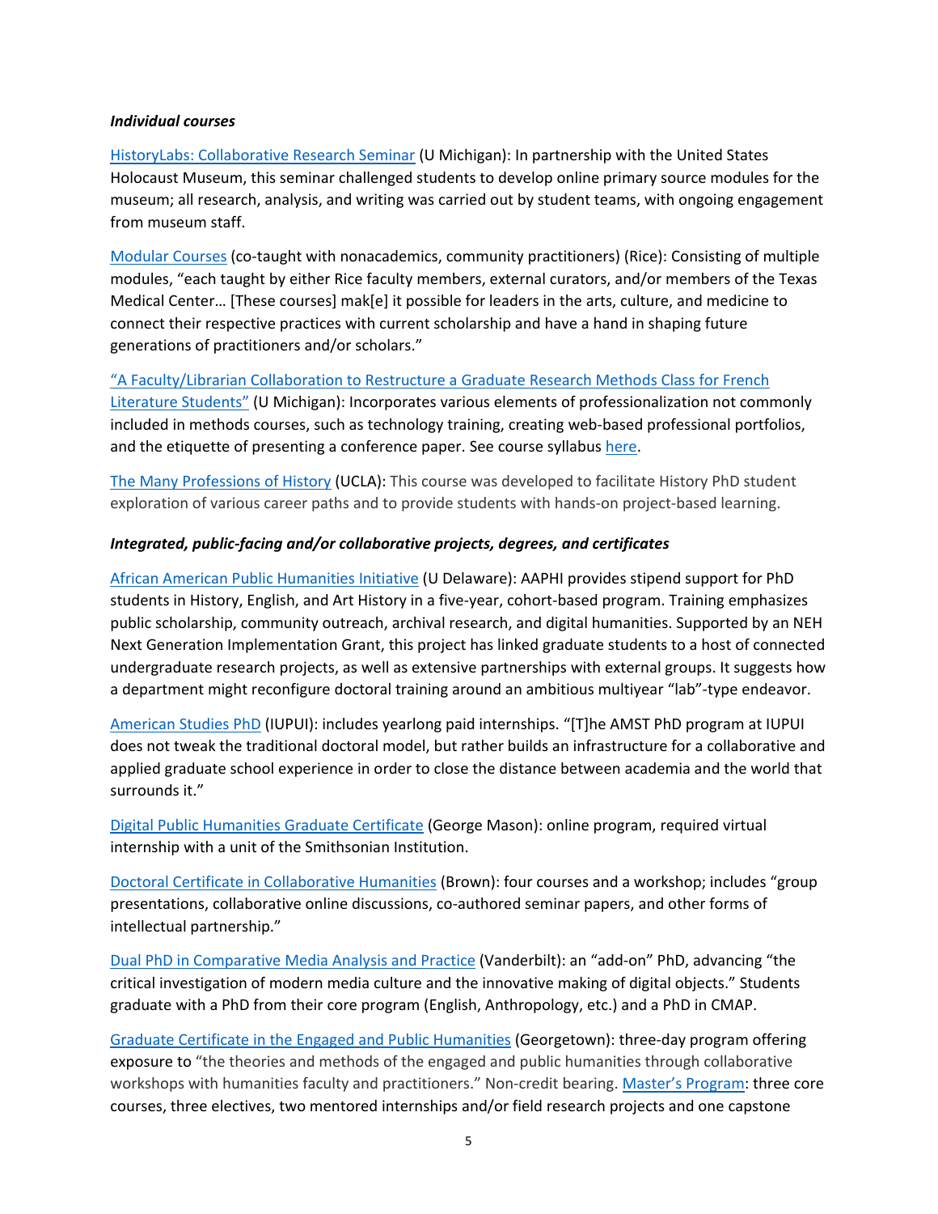***Individual courses***

HistoryLabs: Collaborative Research Seminar (U Michigan): In partnership with the United States Holocaust Museum, this seminar challenged students to develop online primary source modules for the museum; all research, analysis, and writing was carried out by student teams, with ongoing engagement from museum staff.

Modular Courses (co-taught with nonacademics, community practitioners) (Rice): Consisting of multiple modules, "each taught by either Rice faculty members, external curators, and/or members of the Texas Medical Center… [These courses] mak[e] it possible for leaders in the arts, culture, and medicine to connect their respective practices with current scholarship and have a hand in shaping future generations of practitioners and/or scholars."

"A Faculty/Librarian Collaboration to Restructure a Graduate Research Methods Class for French Literature Students" (U Michigan): Incorporates various elements of professionalization not commonly included in methods courses, such as technology training, creating web-based professional portfolios, and the etiquette of presenting a conference paper. See course syllabus here.

The Many Professions of History (UCLA): This course was developed to facilitate History PhD student exploration of various career paths and to provide students with hands-on project-based learning.

***Integrated, public-facing and/or collaborative projects, degrees, and certificates***

African American Public Humanities Initiative (U Delaware): AAPHI provides stipend support for PhD students in History, English, and Art History in a five-year, cohort-based program. Training emphasizes public scholarship, community outreach, archival research, and digital humanities. Supported by an NEH Next Generation Implementation Grant, this project has linked graduate students to a host of connected undergraduate research projects, as well as extensive partnerships with external groups. It suggests how a department might reconfigure doctoral training around an ambitious multiyear "lab"-type endeavor.

American Studies PhD (IUPUI): includes yearlong paid internships. "[T]he AMST PhD program at IUPUI does not tweak the traditional doctoral model, but rather builds an infrastructure for a collaborative and applied graduate school experience in order to close the distance between academia and the world that surrounds it."

Digital Public Humanities Graduate Certificate (George Mason): online program, required virtual internship with a unit of the Smithsonian Institution.

Doctoral Certificate in Collaborative Humanities (Brown): four courses and a workshop; includes "group presentations, collaborative online discussions, co-authored seminar papers, and other forms of intellectual partnership."

Dual PhD in Comparative Media Analysis and Practice (Vanderbilt): an "add-on" PhD, advancing "the critical investigation of modern media culture and the innovative making of digital objects." Students graduate with a PhD from their core program (English, Anthropology, etc.) and a PhD in CMAP.

Graduate Certificate in the Engaged and Public Humanities (Georgetown): three-day program offering exposure to "the theories and methods of the engaged and public humanities through collaborative workshops with humanities faculty and practitioners." Non-credit bearing. Master's Program: three core courses, three electives, two mentored internships and/or field research projects and one capstone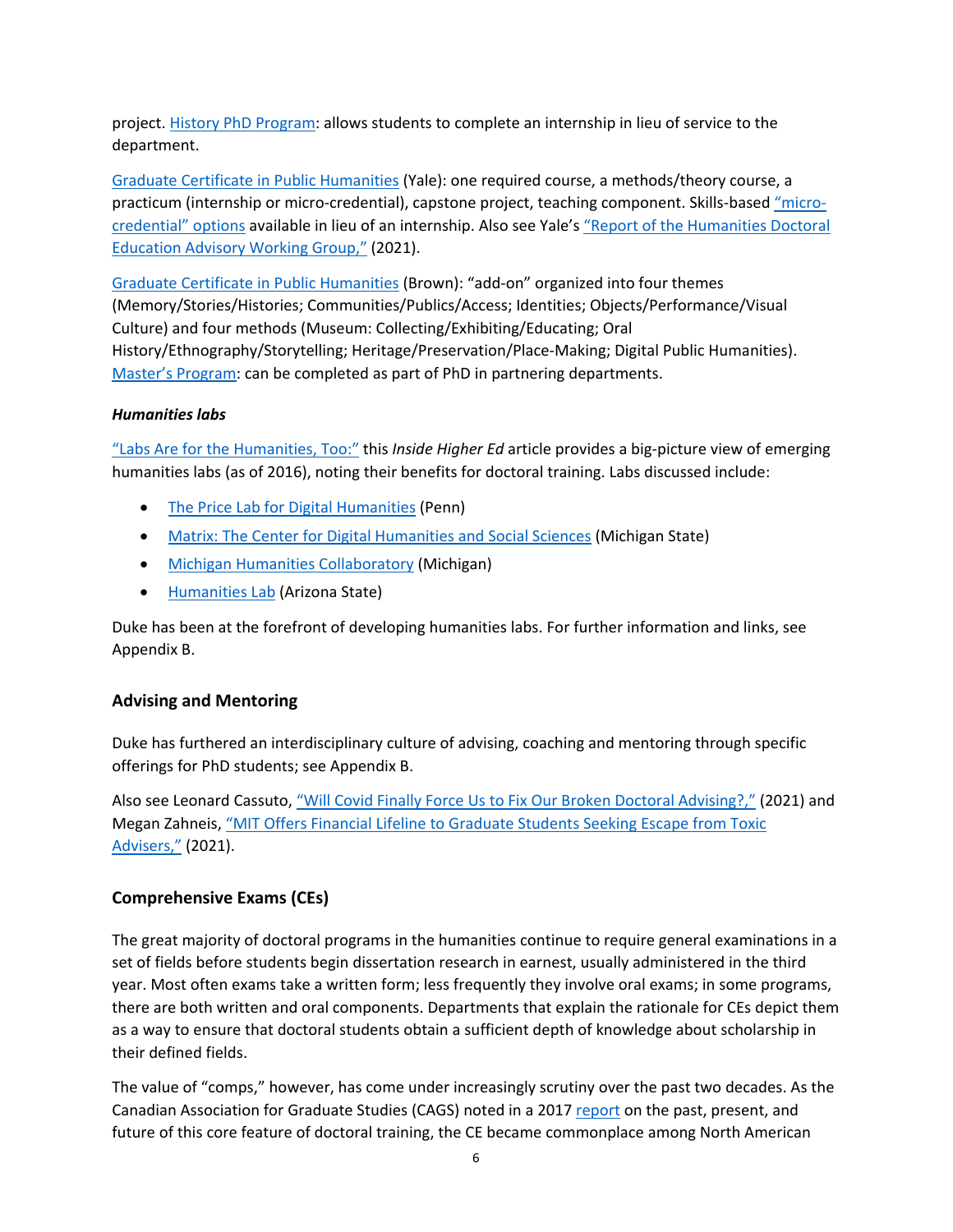project. History PhD Program: allows students to complete an internship in lieu of service to the department.

Graduate Certificate in Public Humanities (Yale): one required course, a methods/theory course, a practicum (internship or micro-credential), capstone project, teaching component. Skills-based "micro-credential" options available in lieu of an internship. Also see Yale's "Report of the Humanities Doctoral Education Advisory Working Group," (2021).

Graduate Certificate in Public Humanities (Brown): "add-on" organized into four themes (Memory/Stories/Histories; Communities/Publics/Access; Identities; Objects/Performance/Visual Culture) and four methods (Museum: Collecting/Exhibiting/Educating; Oral History/Ethnography/Storytelling; Heritage/Preservation/Place-Making; Digital Public Humanities). Master's Program: can be completed as part of PhD in partnering departments.

***Humanities labs***

"Labs Are for the Humanities, Too:" this *Inside Higher Ed* article provides a big-picture view of emerging humanities labs (as of 2016), noting their benefits for doctoral training. Labs discussed include:

- The Price Lab for Digital Humanities (Penn)
- Matrix: The Center for Digital Humanities and Social Sciences (Michigan State)
- Michigan Humanities Collaboratory (Michigan)
- Humanities Lab (Arizona State)

Duke has been at the forefront of developing humanities labs. For further information and links, see Appendix B.

## Advising and Mentoring

Duke has furthered an interdisciplinary culture of advising, coaching and mentoring through specific offerings for PhD students; see Appendix B.

Also see Leonard Cassuto, "Will Covid Finally Force Us to Fix Our Broken Doctoral Advising?," (2021) and Megan Zahneis, "MIT Offers Financial Lifeline to Graduate Students Seeking Escape from Toxic Advisers," (2021).

## Comprehensive Exams (CEs)

The great majority of doctoral programs in the humanities continue to require general examinations in a set of fields before students begin dissertation research in earnest, usually administered in the third year. Most often exams take a written form; less frequently they involve oral exams; in some programs, there are both written and oral components. Departments that explain the rationale for CEs depict them as a way to ensure that doctoral students obtain a sufficient depth of knowledge about scholarship in their defined fields.

The value of "comps," however, has come under increasingly scrutiny over the past two decades. As the Canadian Association for Graduate Studies (CAGS) noted in a 2017 report on the past, present, and future of this core feature of doctoral training, the CE became commonplace among North American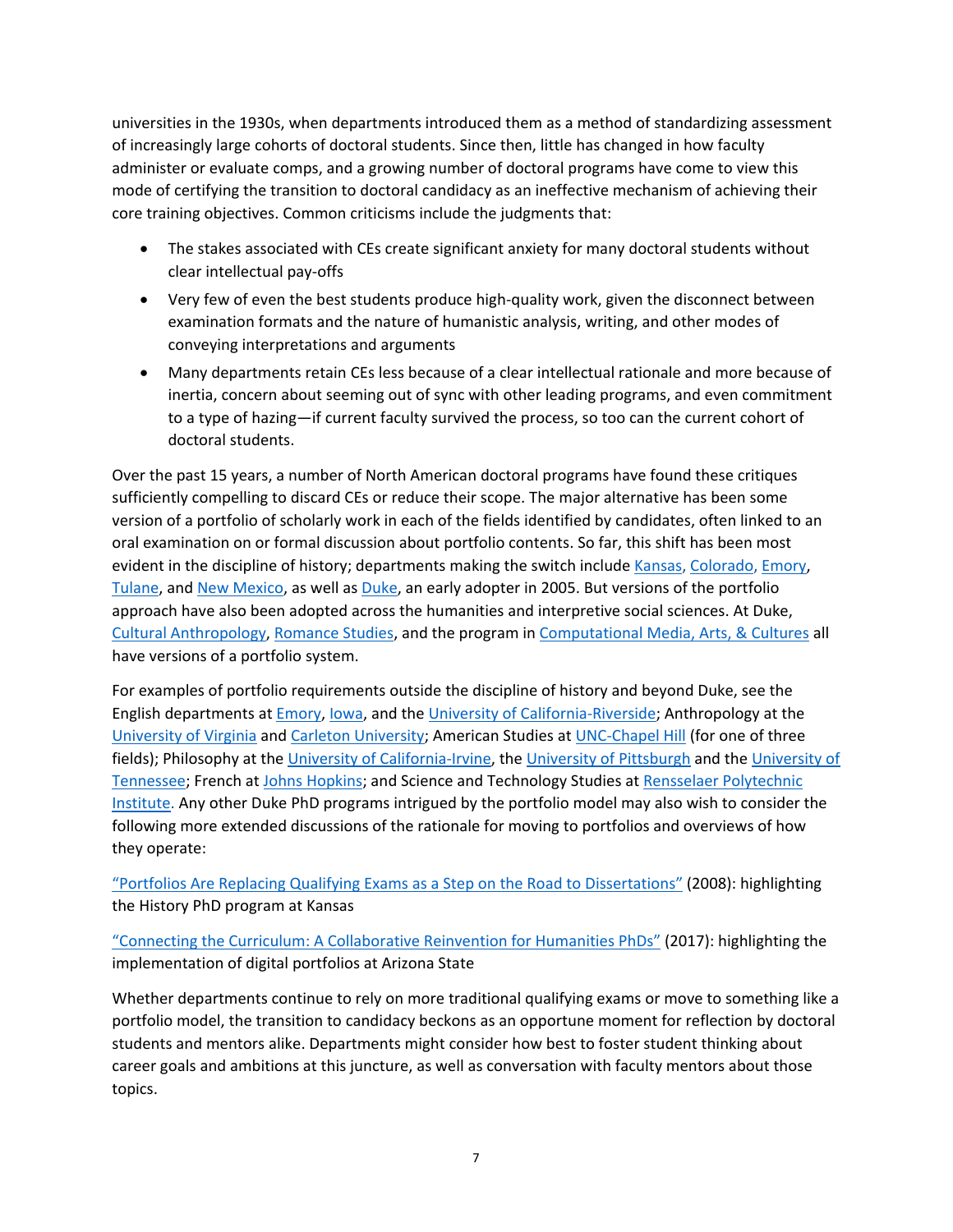universities in the 1930s, when departments introduced them as a method of standardizing assessment of increasingly large cohorts of doctoral students. Since then, little has changed in how faculty administer or evaluate comps, and a growing number of doctoral programs have come to view this mode of certifying the transition to doctoral candidacy as an ineffective mechanism of achieving their core training objectives. Common criticisms include the judgments that:

- The stakes associated with CEs create significant anxiety for many doctoral students without clear intellectual pay-offs
- Very few of even the best students produce high-quality work, given the disconnect between examination formats and the nature of humanistic analysis, writing, and other modes of conveying interpretations and arguments
- Many departments retain CEs less because of a clear intellectual rationale and more because of inertia, concern about seeming out of sync with other leading programs, and even commitment to a type of hazing—if current faculty survived the process, so too can the current cohort of doctoral students.

Over the past 15 years, a number of North American doctoral programs have found these critiques sufficiently compelling to discard CEs or reduce their scope. The major alternative has been some version of a portfolio of scholarly work in each of the fields identified by candidates, often linked to an oral examination on or formal discussion about portfolio contents. So far, this shift has been most evident in the discipline of history; departments making the switch include Kansas, Colorado, Emory, Tulane, and New Mexico, as well as Duke, an early adopter in 2005. But versions of the portfolio approach have also been adopted across the humanities and interpretive social sciences. At Duke, Cultural Anthropology, Romance Studies, and the program in Computational Media, Arts, & Cultures all have versions of a portfolio system.

For examples of portfolio requirements outside the discipline of history and beyond Duke, see the English departments at Emory, Iowa, and the University of California-Riverside; Anthropology at the University of Virginia and Carleton University; American Studies at UNC-Chapel Hill (for one of three fields); Philosophy at the University of California-Irvine, the University of Pittsburgh and the University of Tennessee; French at Johns Hopkins; and Science and Technology Studies at Rensselaer Polytechnic Institute. Any other Duke PhD programs intrigued by the portfolio model may also wish to consider the following more extended discussions of the rationale for moving to portfolios and overviews of how they operate:

"Portfolios Are Replacing Qualifying Exams as a Step on the Road to Dissertations" (2008): highlighting the History PhD program at Kansas

"Connecting the Curriculum: A Collaborative Reinvention for Humanities PhDs" (2017): highlighting the implementation of digital portfolios at Arizona State

Whether departments continue to rely on more traditional qualifying exams or move to something like a portfolio model, the transition to candidacy beckons as an opportune moment for reflection by doctoral students and mentors alike. Departments might consider how best to foster student thinking about career goals and ambitions at this juncture, as well as conversation with faculty mentors about those topics.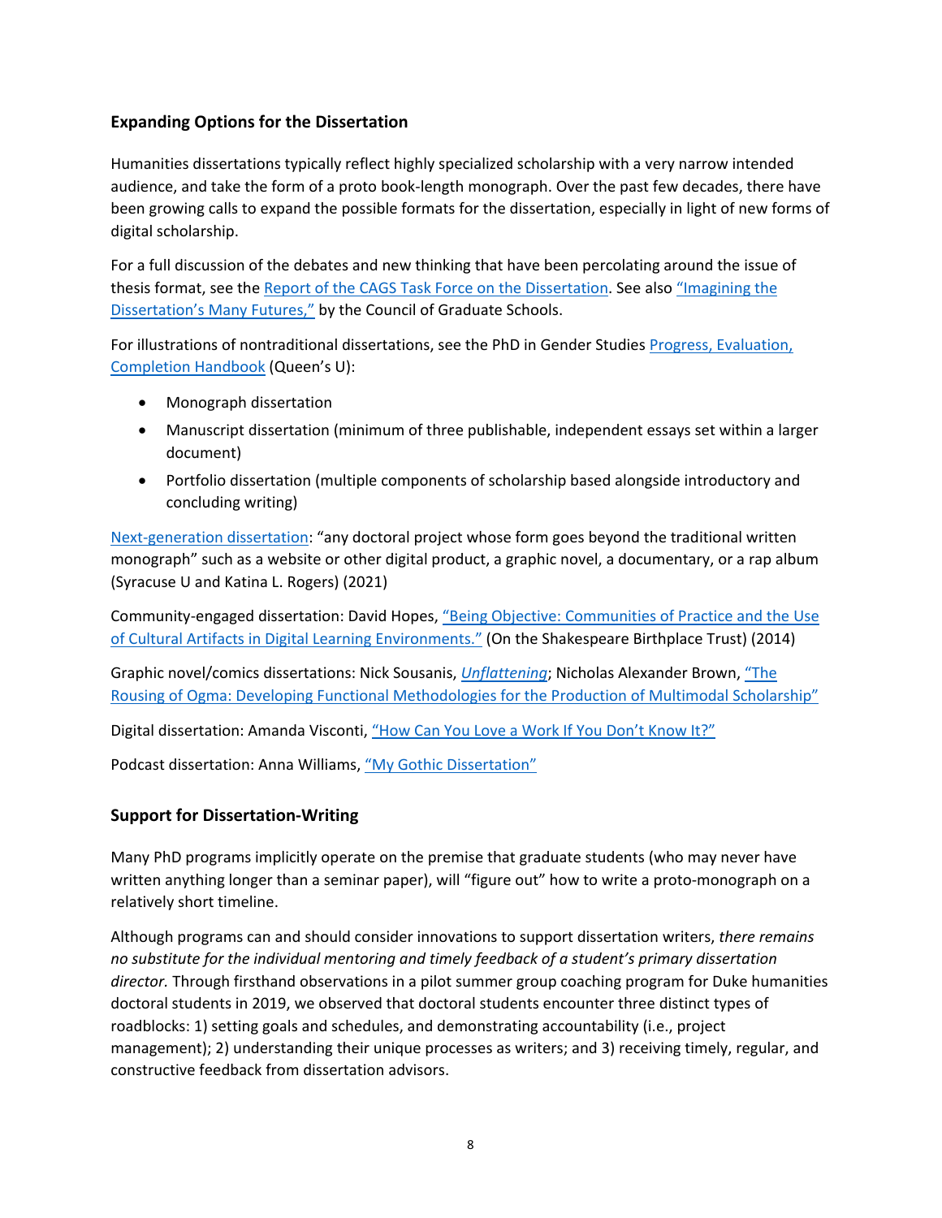### Expanding Options for the Dissertation

Humanities dissertations typically reflect highly specialized scholarship with a very narrow intended audience, and take the form of a proto book-length monograph. Over the past few decades, there have been growing calls to expand the possible formats for the dissertation, especially in light of new forms of digital scholarship.

For a full discussion of the debates and new thinking that have been percolating around the issue of thesis format, see the Report of the CAGS Task Force on the Dissertation. See also "Imagining the Dissertation's Many Futures," by the Council of Graduate Schools.

For illustrations of nontraditional dissertations, see the PhD in Gender Studies Progress, Evaluation, Completion Handbook (Queen's U):

- Monograph dissertation
- Manuscript dissertation (minimum of three publishable, independent essays set within a larger document)
- Portfolio dissertation (multiple components of scholarship based alongside introductory and concluding writing)

Next-generation dissertation: "any doctoral project whose form goes beyond the traditional written monograph" such as a website or other digital product, a graphic novel, a documentary, or a rap album (Syracuse U and Katina L. Rogers) (2021)

Community-engaged dissertation: David Hopes, "Being Objective: Communities of Practice and the Use of Cultural Artifacts in Digital Learning Environments." (On the Shakespeare Birthplace Trust) (2014)

Graphic novel/comics dissertations: Nick Sousanis, *Unflattening*; Nicholas Alexander Brown, "The Rousing of Ogma: Developing Functional Methodologies for the Production of Multimodal Scholarship"

Digital dissertation: Amanda Visconti, "How Can You Love a Work If You Don't Know It?"

Podcast dissertation: Anna Williams, "My Gothic Dissertation"

### Support for Dissertation-Writing

Many PhD programs implicitly operate on the premise that graduate students (who may never have written anything longer than a seminar paper), will "figure out" how to write a proto-monograph on a relatively short timeline.

Although programs can and should consider innovations to support dissertation writers, *there remains no substitute for the individual mentoring and timely feedback of a student's primary dissertation director.* Through firsthand observations in a pilot summer group coaching program for Duke humanities doctoral students in 2019, we observed that doctoral students encounter three distinct types of roadblocks: 1) setting goals and schedules, and demonstrating accountability (i.e., project management); 2) understanding their unique processes as writers; and 3) receiving timely, regular, and constructive feedback from dissertation advisors.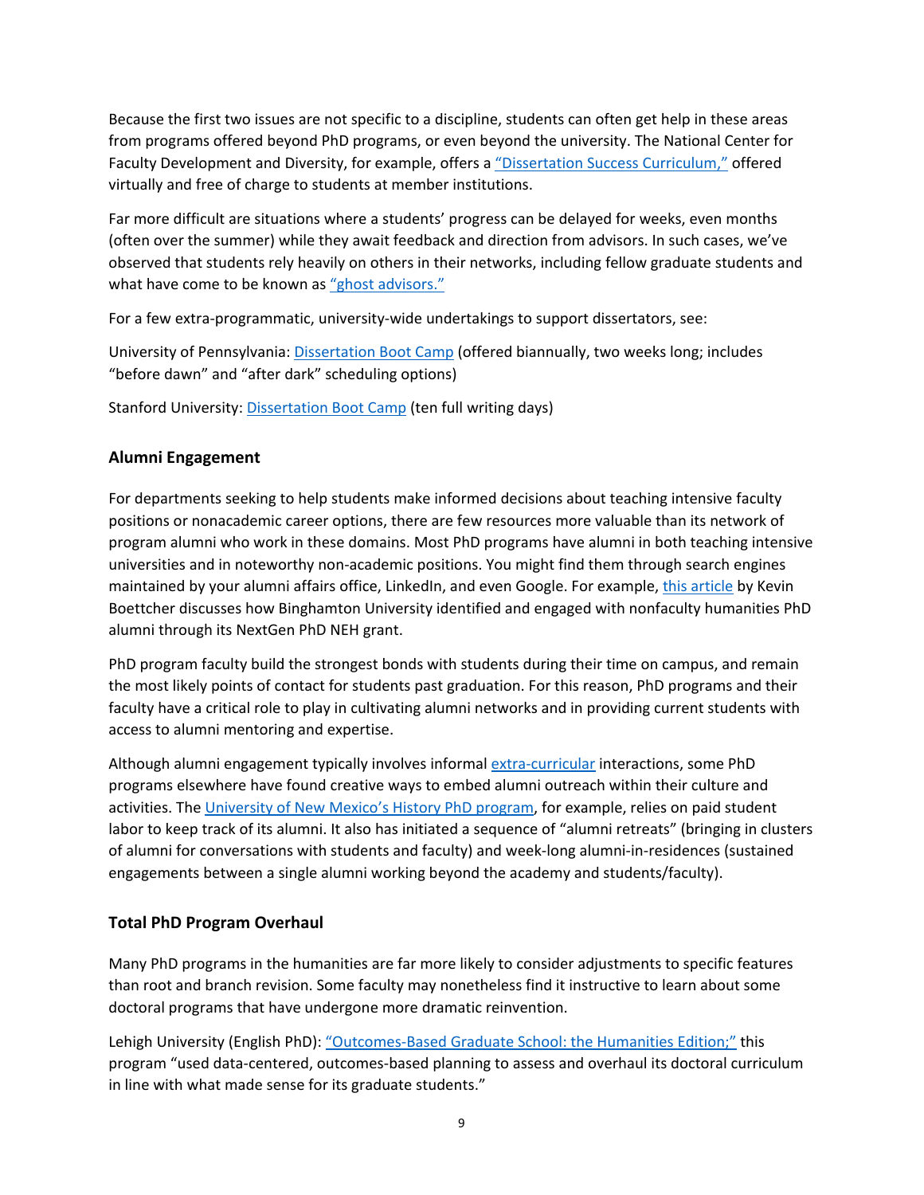Because the first two issues are not specific to a discipline, students can often get help in these areas from programs offered beyond PhD programs, or even beyond the university. The National Center for Faculty Development and Diversity, for example, offers a "Dissertation Success Curriculum," offered virtually and free of charge to students at member institutions.

Far more difficult are situations where a students' progress can be delayed for weeks, even months (often over the summer) while they await feedback and direction from advisors. In such cases, we've observed that students rely heavily on others in their networks, including fellow graduate students and what have come to be known as "ghost advisors."

For a few extra-programmatic, university-wide undertakings to support dissertators, see:

University of Pennsylvania: Dissertation Boot Camp (offered biannually, two weeks long; includes "before dawn" and "after dark" scheduling options)

Stanford University: Dissertation Boot Camp (ten full writing days)

### Alumni Engagement

For departments seeking to help students make informed decisions about teaching intensive faculty positions or nonacademic career options, there are few resources more valuable than its network of program alumni who work in these domains. Most PhD programs have alumni in both teaching intensive universities and in noteworthy non-academic positions. You might find them through search engines maintained by your alumni affairs office, LinkedIn, and even Google. For example, this article by Kevin Boettcher discusses how Binghamton University identified and engaged with nonfaculty humanities PhD alumni through its NextGen PhD NEH grant.

PhD program faculty build the strongest bonds with students during their time on campus, and remain the most likely points of contact for students past graduation. For this reason, PhD programs and their faculty have a critical role to play in cultivating alumni networks and in providing current students with access to alumni mentoring and expertise.

Although alumni engagement typically involves informal extra-curricular interactions, some PhD programs elsewhere have found creative ways to embed alumni outreach within their culture and activities. The University of New Mexico's History PhD program, for example, relies on paid student labor to keep track of its alumni. It also has initiated a sequence of "alumni retreats" (bringing in clusters of alumni for conversations with students and faculty) and week-long alumni-in-residences (sustained engagements between a single alumni working beyond the academy and students/faculty).

### Total PhD Program Overhaul

Many PhD programs in the humanities are far more likely to consider adjustments to specific features than root and branch revision. Some faculty may nonetheless find it instructive to learn about some doctoral programs that have undergone more dramatic reinvention.

Lehigh University (English PhD): "Outcomes-Based Graduate School: the Humanities Edition;" this program "used data-centered, outcomes-based planning to assess and overhaul its doctoral curriculum in line with what made sense for its graduate students."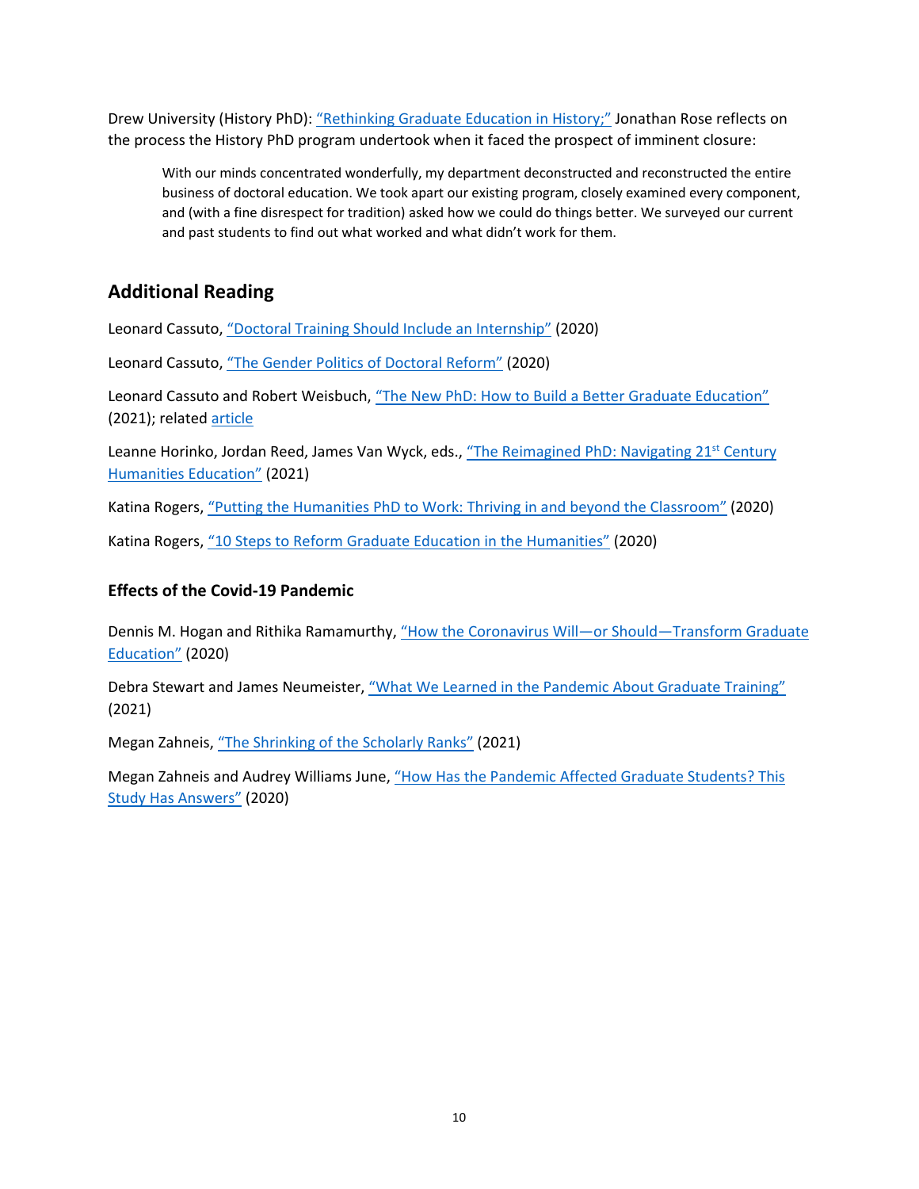Drew University (History PhD): "Rethinking Graduate Education in History;" Jonathan Rose reflects on the process the History PhD program undertook when it faced the prospect of imminent closure:

> With our minds concentrated wonderfully, my department deconstructed and reconstructed the entire business of doctoral education. We took apart our existing program, closely examined every component, and (with a fine disrespect for tradition) asked how we could do things better. We surveyed our current and past students to find out what worked and what didn't work for them.

## Additional Reading

Leonard Cassuto, "Doctoral Training Should Include an Internship" (2020)

Leonard Cassuto, "The Gender Politics of Doctoral Reform" (2020)

Leonard Cassuto and Robert Weisbuch, "The New PhD: How to Build a Better Graduate Education" (2021); related article

Leanne Horinko, Jordan Reed, James Van Wyck, eds., "The Reimagined PhD: Navigating 21st Century Humanities Education" (2021)

Katina Rogers, "Putting the Humanities PhD to Work: Thriving in and beyond the Classroom" (2020)

Katina Rogers, "10 Steps to Reform Graduate Education in the Humanities" (2020)

### Effects of the Covid-19 Pandemic

Dennis M. Hogan and Rithika Ramamurthy, "How the Coronavirus Will—or Should—Transform Graduate Education" (2020)

Debra Stewart and James Neumeister, "What We Learned in the Pandemic About Graduate Training" (2021)

Megan Zahneis, "The Shrinking of the Scholarly Ranks" (2021)

Megan Zahneis and Audrey Williams June, "How Has the Pandemic Affected Graduate Students? This Study Has Answers" (2020)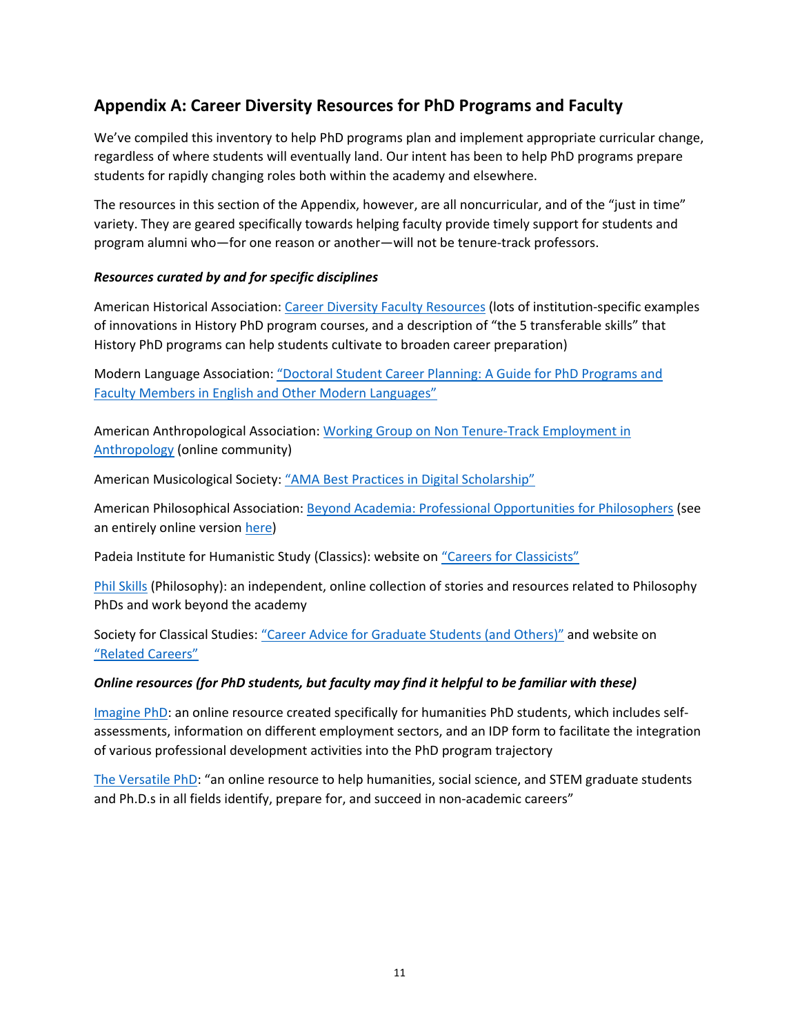## Appendix A: Career Diversity Resources for PhD Programs and Faculty

We've compiled this inventory to help PhD programs plan and implement appropriate curricular change, regardless of where students will eventually land. Our intent has been to help PhD programs prepare students for rapidly changing roles both within the academy and elsewhere.

The resources in this section of the Appendix, however, are all noncurricular, and of the "just in time" variety. They are geared specifically towards helping faculty provide timely support for students and program alumni who—for one reason or another—will not be tenure-track professors.

***Resources curated by and for specific disciplines***

American Historical Association: Career Diversity Faculty Resources (lots of institution-specific examples of innovations in History PhD program courses, and a description of "the 5 transferable skills" that History PhD programs can help students cultivate to broaden career preparation)

Modern Language Association: "Doctoral Student Career Planning: A Guide for PhD Programs and Faculty Members in English and Other Modern Languages"

American Anthropological Association: Working Group on Non Tenure-Track Employment in Anthropology (online community)

American Musicological Society: "AMA Best Practices in Digital Scholarship"

American Philosophical Association: Beyond Academia: Professional Opportunities for Philosophers (see an entirely online version here)

Padeia Institute for Humanistic Study (Classics): website on "Careers for Classicists"

Phil Skills (Philosophy): an independent, online collection of stories and resources related to Philosophy PhDs and work beyond the academy

Society for Classical Studies: "Career Advice for Graduate Students (and Others)" and website on "Related Careers"

***Online resources (for PhD students, but faculty may find it helpful to be familiar with these)***

Imagine PhD: an online resource created specifically for humanities PhD students, which includes self-assessments, information on different employment sectors, and an IDP form to facilitate the integration of various professional development activities into the PhD program trajectory

The Versatile PhD: "an online resource to help humanities, social science, and STEM graduate students and Ph.D.s in all fields identify, prepare for, and succeed in non-academic careers"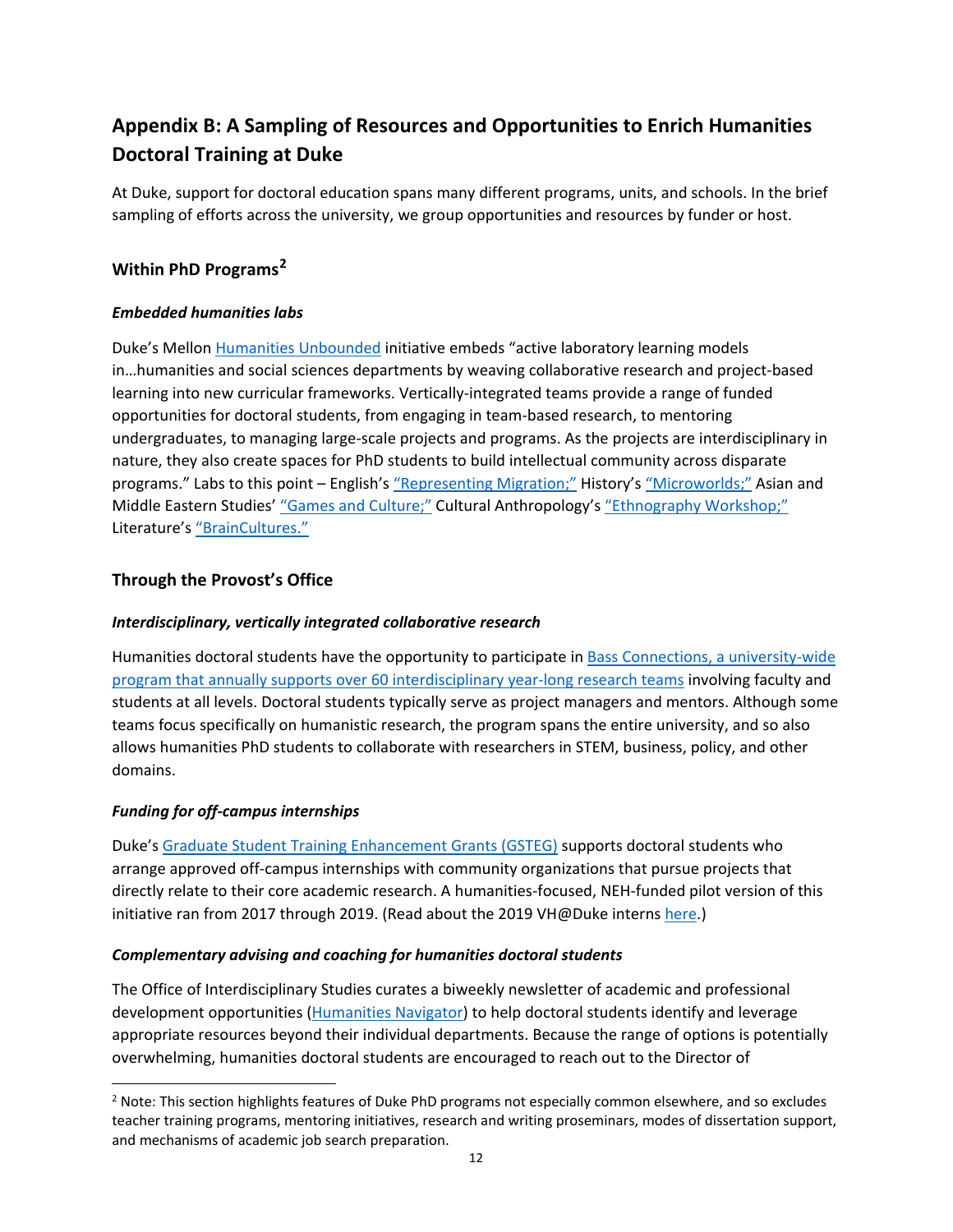## Appendix B: A Sampling of Resources and Opportunities to Enrich Humanities Doctoral Training at Duke

At Duke, support for doctoral education spans many different programs, units, and schools. In the brief sampling of efforts across the university, we group opportunities and resources by funder or host.

### Within PhD Programs[2]

#### *Embedded humanities labs*

Duke's Mellon Humanities Unbounded initiative embeds "active laboratory learning models in…humanities and social sciences departments by weaving collaborative research and project-based learning into new curricular frameworks. Vertically-integrated teams provide a range of funded opportunities for doctoral students, from engaging in team-based research, to mentoring undergraduates, to managing large-scale projects and programs. As the projects are interdisciplinary in nature, they also create spaces for PhD students to build intellectual community across disparate programs." Labs to this point – English's "Representing Migration;" History's "Microworlds;" Asian and Middle Eastern Studies' "Games and Culture;" Cultural Anthropology's "Ethnography Workshop;" Literature's "BrainCultures."

### Through the Provost's Office

#### *Interdisciplinary, vertically integrated collaborative research*

Humanities doctoral students have the opportunity to participate in Bass Connections, a university-wide program that annually supports over 60 interdisciplinary year-long research teams involving faculty and students at all levels. Doctoral students typically serve as project managers and mentors. Although some teams focus specifically on humanistic research, the program spans the entire university, and so also allows humanities PhD students to collaborate with researchers in STEM, business, policy, and other domains.

#### *Funding for off-campus internships*

Duke's Graduate Student Training Enhancement Grants (GSTEG) supports doctoral students who arrange approved off-campus internships with community organizations that pursue projects that directly relate to their core academic research. A humanities-focused, NEH-funded pilot version of this initiative ran from 2017 through 2019. (Read about the 2019 VH@Duke interns here.)

#### *Complementary advising and coaching for humanities doctoral students*

The Office of Interdisciplinary Studies curates a biweekly newsletter of academic and professional development opportunities (Humanities Navigator) to help doctoral students identify and leverage appropriate resources beyond their individual departments. Because the range of options is potentially overwhelming, humanities doctoral students are encouraged to reach out to the Director of

[2] Note: This section highlights features of Duke PhD programs not especially common elsewhere, and so excludes teacher training programs, mentoring initiatives, research and writing proseminars, modes of dissertation support, and mechanisms of academic job search preparation.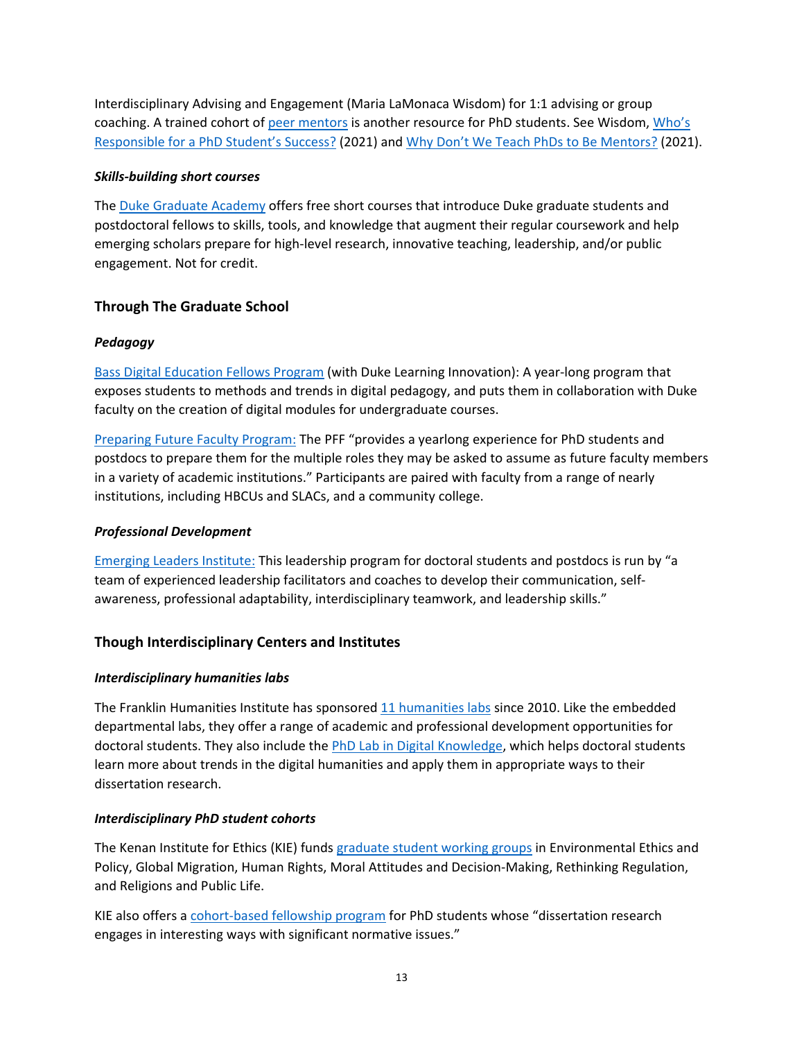Interdisciplinary Advising and Engagement (Maria LaMonaca Wisdom) for 1:1 advising or group coaching. A trained cohort of [peer mentors] is another resource for PhD students. See Wisdom, [Who's Responsible for a PhD Student's Success?] (2021) and [Why Don't We Teach PhDs to Be Mentors?] (2021).

### *Skills-building short courses*

The [Duke Graduate Academy] offers free short courses that introduce Duke graduate students and postdoctoral fellows to skills, tools, and knowledge that augment their regular coursework and help emerging scholars prepare for high-level research, innovative teaching, leadership, and/or public engagement. Not for credit.

## Through The Graduate School

### *Pedagogy*

[Bass Digital Education Fellows Program] (with Duke Learning Innovation): A year-long program that exposes students to methods and trends in digital pedagogy, and puts them in collaboration with Duke faculty on the creation of digital modules for undergraduate courses.

[Preparing Future Faculty Program:] The PFF "provides a yearlong experience for PhD students and postdocs to prepare them for the multiple roles they may be asked to assume as future faculty members in a variety of academic institutions." Participants are paired with faculty from a range of nearly institutions, including HBCUs and SLACs, and a community college.

### *Professional Development*

[Emerging Leaders Institute:] This leadership program for doctoral students and postdocs is run by "a team of experienced leadership facilitators and coaches to develop their communication, self-awareness, professional adaptability, interdisciplinary teamwork, and leadership skills."

## Though Interdisciplinary Centers and Institutes

### *Interdisciplinary humanities labs*

The Franklin Humanities Institute has sponsored [11 humanities labs] since 2010. Like the embedded departmental labs, they offer a range of academic and professional development opportunities for doctoral students. They also include the [PhD Lab in Digital Knowledge], which helps doctoral students learn more about trends in the digital humanities and apply them in appropriate ways to their dissertation research.

### *Interdisciplinary PhD student cohorts*

The Kenan Institute for Ethics (KIE) funds [graduate student working groups] in Environmental Ethics and Policy, Global Migration, Human Rights, Moral Attitudes and Decision-Making, Rethinking Regulation, and Religions and Public Life.

KIE also offers a [cohort-based fellowship program] for PhD students whose "dissertation research engages in interesting ways with significant normative issues."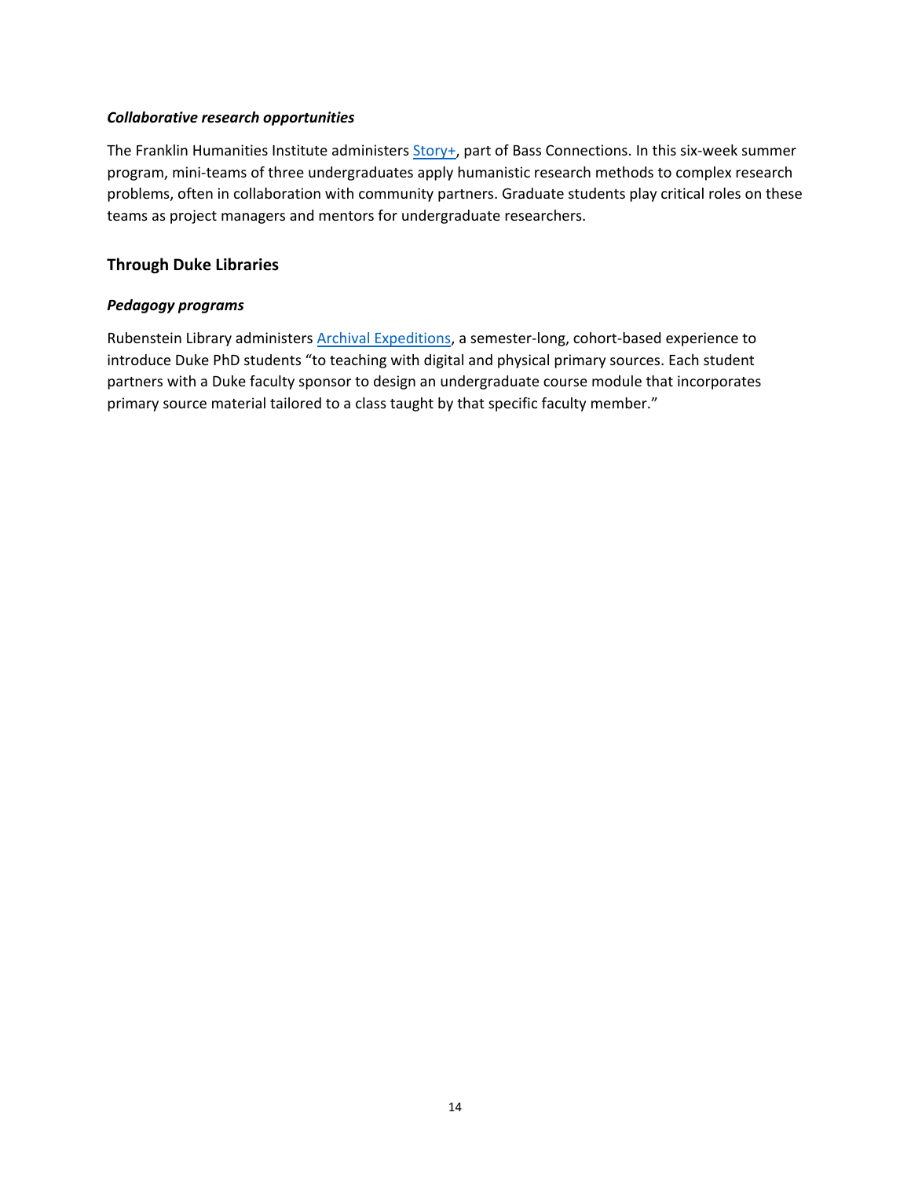***Collaborative research opportunities***

The Franklin Humanities Institute administers Story+, part of Bass Connections. In this six-week summer program, mini-teams of three undergraduates apply humanistic research methods to complex research problems, often in collaboration with community partners. Graduate students play critical roles on these teams as project managers and mentors for undergraduate researchers.

## Through Duke Libraries

***Pedagogy programs***

Rubenstein Library administers Archival Expeditions, a semester-long, cohort-based experience to introduce Duke PhD students "to teaching with digital and physical primary sources. Each student partners with a Duke faculty sponsor to design an undergraduate course module that incorporates primary source material tailored to a class taught by that specific faculty member."